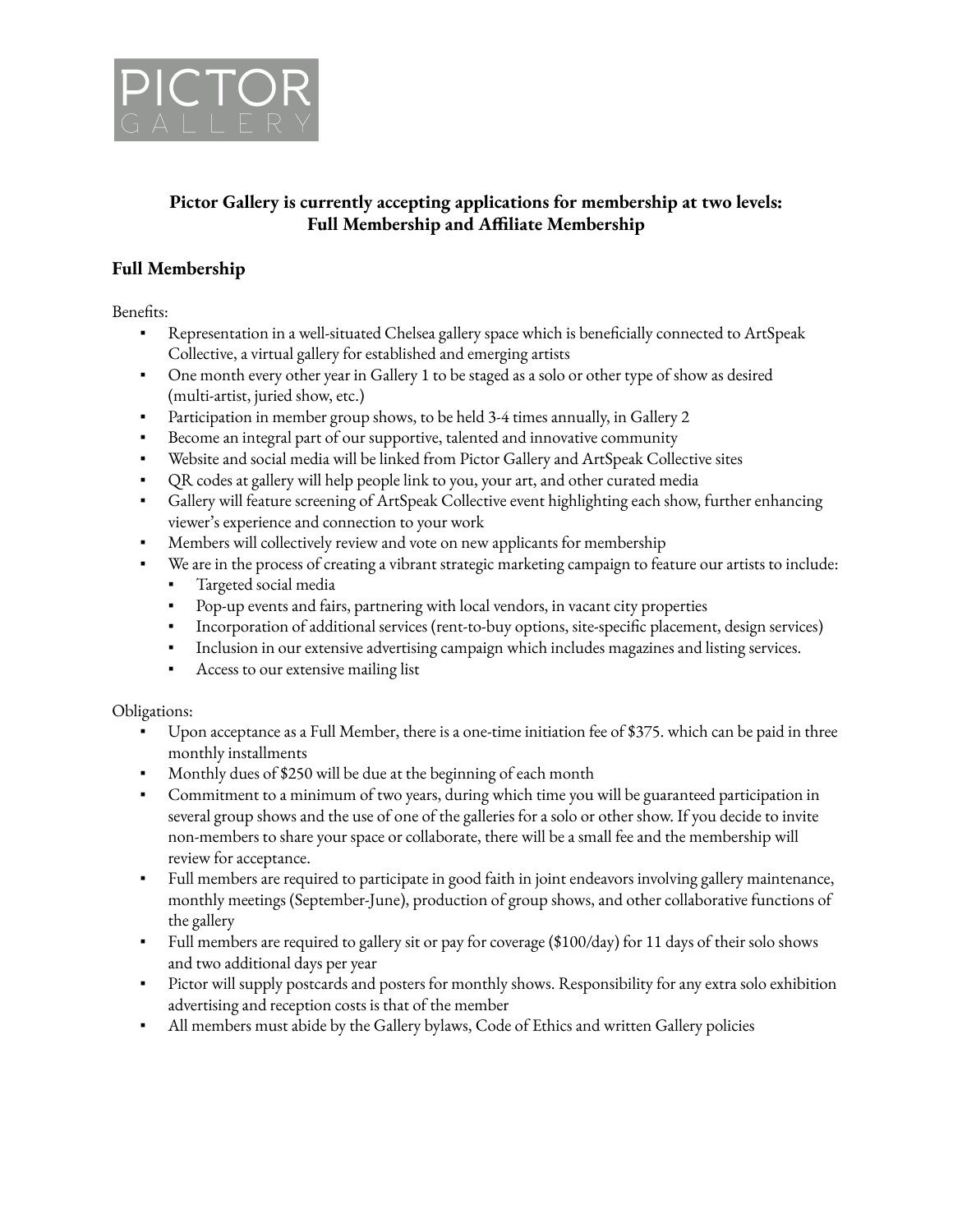PICTOR GALLERY

## Pictor Gallery is currently accepting applications for membership at two levels: Full Membership and Affiliate Membership

### Full Membership

Benefits:

- Representation in a well-situated Chelsea gallery space which is beneficially connected to ArtSpeak Collective, a virtual gallery for established and emerging artists
- One month every other year in Gallery 1 to be staged as a solo or other type of show as desired (multi-artist, juried show, etc.)
- Participation in member group shows, to be held 3-4 times annually, in Gallery 2
- Become an integral part of our supportive, talented and innovative community
- Website and social media will be linked from Pictor Gallery and ArtSpeak Collective sites
- QR codes at gallery will help people link to you, your art, and other curated media
- Gallery will feature screening of ArtSpeak Collective event highlighting each show, further enhancing viewer's experience and connection to your work
- Members will collectively review and vote on new applicants for membership
- We are in the process of creating a vibrant strategic marketing campaign to feature our artists to include:
  - Targeted social media
  - Pop-up events and fairs, partnering with local vendors, in vacant city properties
  - Incorporation of additional services (rent-to-buy options, site-specific placement, design services)
  - Inclusion in our extensive advertising campaign which includes magazines and listing services.
  - Access to our extensive mailing list

Obligations:

- Upon acceptance as a Full Member, there is a one-time initiation fee of $375. which can be paid in three monthly installments
- Monthly dues of $250 will be due at the beginning of each month
- Commitment to a minimum of two years, during which time you will be guaranteed participation in several group shows and the use of one of the galleries for a solo or other show. If you decide to invite non-members to share your space or collaborate, there will be a small fee and the membership will review for acceptance.
- Full members are required to participate in good faith in joint endeavors involving gallery maintenance, monthly meetings (September-June), production of group shows, and other collaborative functions of the gallery
- Full members are required to gallery sit or pay for coverage ($100/day) for 11 days of their solo shows and two additional days per year
- Pictor will supply postcards and posters for monthly shows. Responsibility for any extra solo exhibition advertising and reception costs is that of the member
- All members must abide by the Gallery bylaws, Code of Ethics and written Gallery policies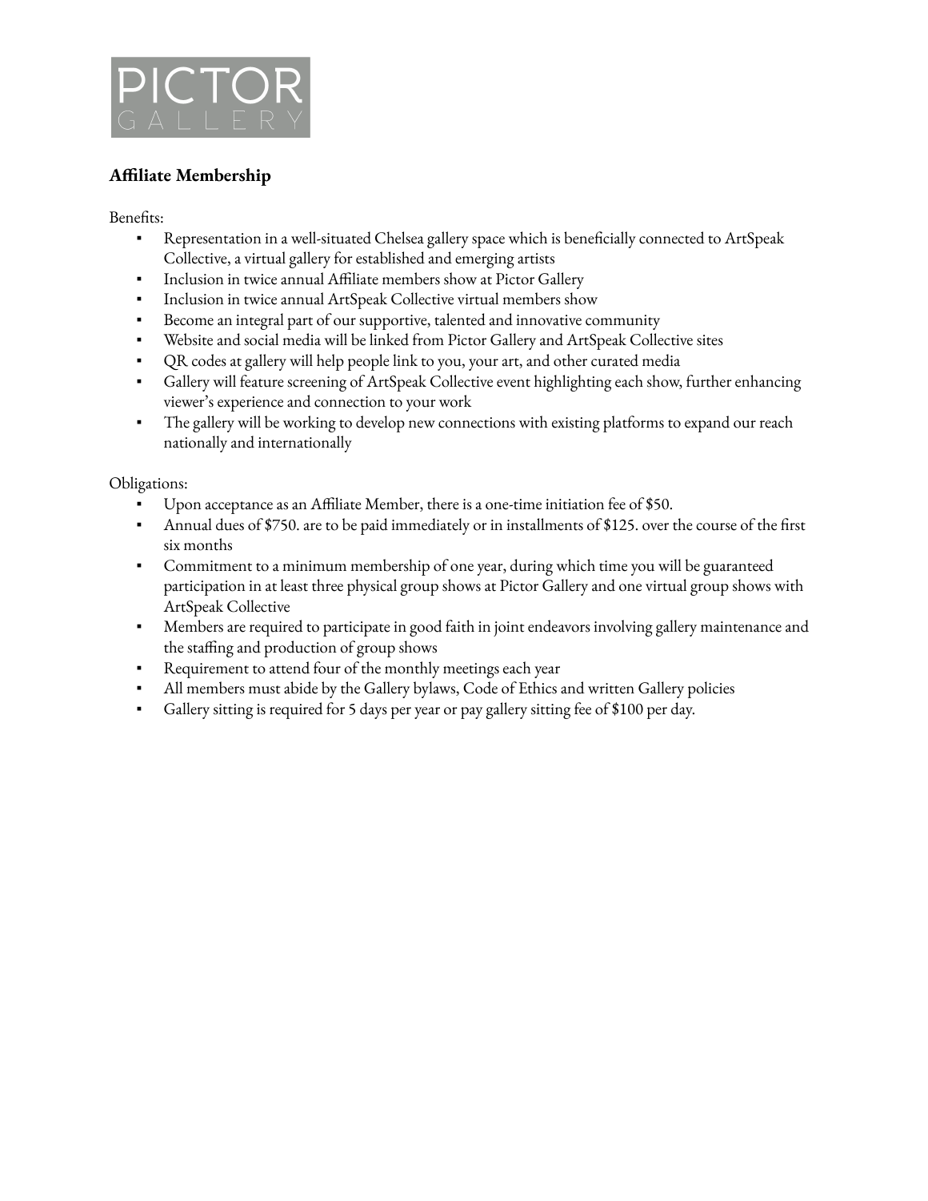PICTOR GALLERY

**Affiliate Membership**

Benefits:

- Representation in a well-situated Chelsea gallery space which is beneficially connected to ArtSpeak Collective, a virtual gallery for established and emerging artists
- Inclusion in twice annual Affiliate members show at Pictor Gallery
- Inclusion in twice annual ArtSpeak Collective virtual members show
- Become an integral part of our supportive, talented and innovative community
- Website and social media will be linked from Pictor Gallery and ArtSpeak Collective sites
- QR codes at gallery will help people link to you, your art, and other curated media
- Gallery will feature screening of ArtSpeak Collective event highlighting each show, further enhancing viewer's experience and connection to your work
- The gallery will be working to develop new connections with existing platforms to expand our reach nationally and internationally

Obligations:

- Upon acceptance as an Affiliate Member, there is a one-time initiation fee of $50.
- Annual dues of $750. are to be paid immediately or in installments of $125. over the course of the first six months
- Commitment to a minimum membership of one year, during which time you will be guaranteed participation in at least three physical group shows at Pictor Gallery and one virtual group shows with ArtSpeak Collective
- Members are required to participate in good faith in joint endeavors involving gallery maintenance and the staffing and production of group shows
- Requirement to attend four of the monthly meetings each year
- All members must abide by the Gallery bylaws, Code of Ethics and written Gallery policies
- Gallery sitting is required for 5 days per year or pay gallery sitting fee of $100 per day.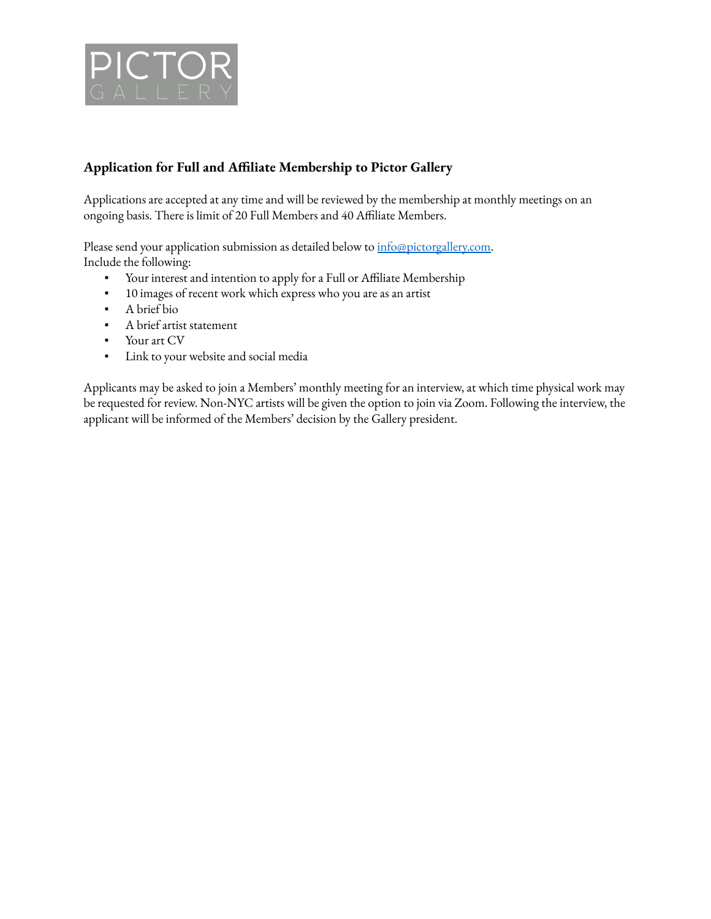PICTOR GALLERY

## Application for Full and Affiliate Membership to Pictor Gallery

Applications are accepted at any time and will be reviewed by the membership at monthly meetings on an ongoing basis. There is limit of 20 Full Members and 40 Affiliate Members.

Please send your application submission as detailed below to [info@pictorgallery.com](mailto:info@pictorgallery.com).
Include the following:

- Your interest and intention to apply for a Full or Affiliate Membership
- 10 images of recent work which express who you are as an artist
- A brief bio
- A brief artist statement
- Your art CV
- Link to your website and social media

Applicants may be asked to join a Members' monthly meeting for an interview, at which time physical work may be requested for review. Non-NYC artists will be given the option to join via Zoom. Following the interview, the applicant will be informed of the Members' decision by the Gallery president.